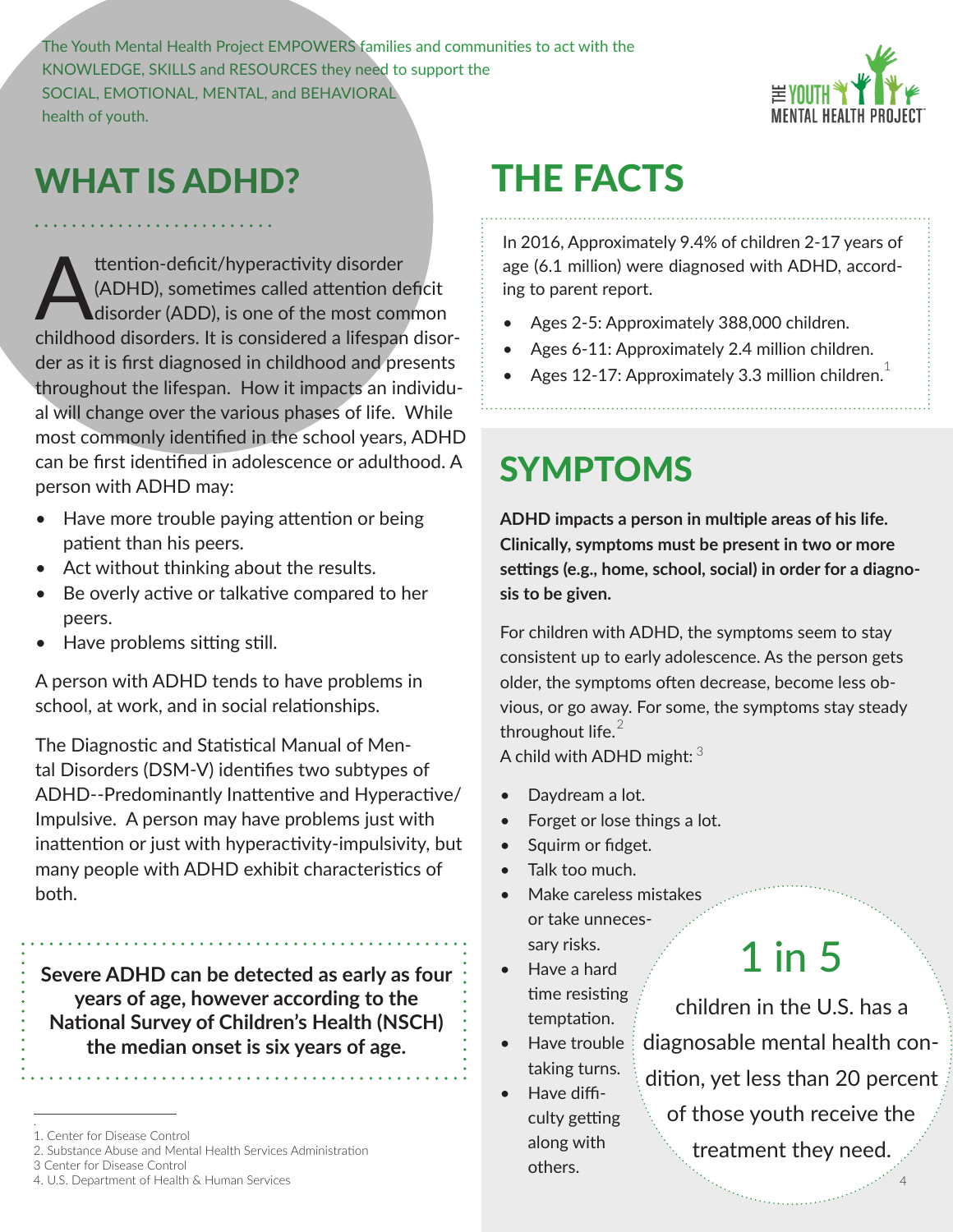The Youth Mental Health Project EMPOWERS families and communities to act with the KNOWLEDGE, SKILLS and RESOURCES they need to support the SOCIAL, EMOTIONAL, MENTAL, and BEHAVIORAL health of youth.

THE YOUTH MENTAL HEALTH PROJECT

## WHAT IS ADHD?

Attention-deficit/hyperactivity disorder (ADHD), sometimes called attention deficit disorder (ADD), is one of the most common childhood disorders. It is considered a lifespan disorder as it is first diagnosed in childhood and presents throughout the lifespan. How it impacts an individual will change over the various phases of life. While most commonly identified in the school years, ADHD can be first identified in adolescence or adulthood. A person with ADHD may:

- Have more trouble paying attention or being patient than his peers.
- Act without thinking about the results.
- Be overly active or talkative compared to her peers.
- Have problems sitting still.

A person with ADHD tends to have problems in school, at work, and in social relationships.

The Diagnostic and Statistical Manual of Mental Disorders (DSM-V) identifies two subtypes of ADHD--Predominantly Inattentive and Hyperactive/Impulsive. A person may have problems just with inattention or just with hyperactivity-impulsivity, but many people with ADHD exhibit characteristics of both.

**Severe ADHD can be detected as early as four years of age, however according to the National Survey of Children's Health (NSCH) the median onset is six years of age.**

## THE FACTS

In 2016, Approximately 9.4% of children 2-17 years of age (6.1 million) were diagnosed with ADHD, according to parent report.

- Ages 2-5: Approximately 388,000 children.
- Ages 6-11: Approximately 2.4 million children.
- Ages 12-17: Approximately 3.3 million children.[1]

## SYMPTOMS

**ADHD impacts a person in multiple areas of his life. Clinically, symptoms must be present in two or more settings (e.g., home, school, social) in order for a diagnosis to be given.**

For children with ADHD, the symptoms seem to stay consistent up to early adolescence. As the person gets older, the symptoms often decrease, become less obvious, or go away. For some, the symptoms stay steady throughout life.[2]

A child with ADHD might:[3]

- Daydream a lot.
- Forget or lose things a lot.
- Squirm or fidget.
- Talk too much.
- Make careless mistakes or take unnecessary risks.
- Have a hard time resisting temptation.
- Have trouble taking turns.
- Have difficulty getting along with others.

**1 in 5** children in the U.S. has a diagnosable mental health condition, yet less than 20 percent of those youth receive the treatment they need.[4]

1. Center for Disease Control
2. Substance Abuse and Mental Health Services Administration
3 Center for Disease Control
4. U.S. Department of Health & Human Services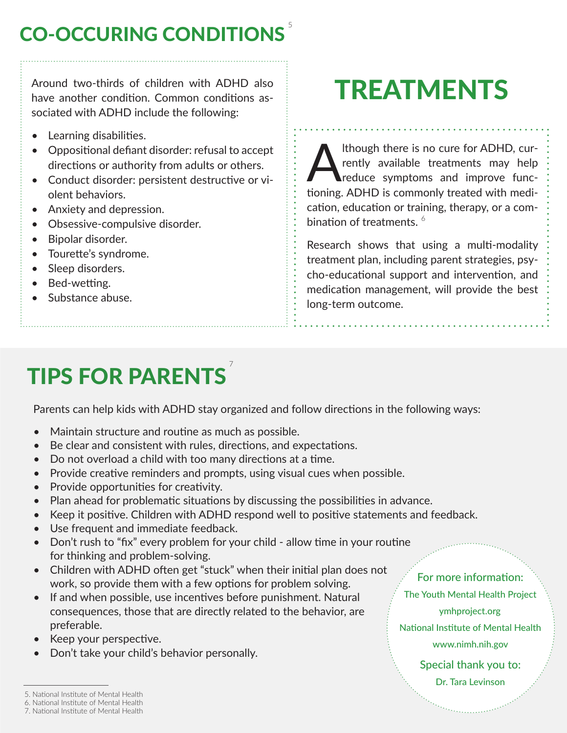## CO-OCCURING CONDITIONS[5]

Around two-thirds of children with ADHD also have another condition. Common conditions associated with ADHD include the following:

- Learning disabilities.
- Oppositional defiant disorder: refusal to accept directions or authority from adults or others.
- Conduct disorder: persistent destructive or violent behaviors.
- Anxiety and depression.
- Obsessive-compulsive disorder.
- Bipolar disorder.
- Tourette's syndrome.
- Sleep disorders.
- Bed-wetting.
- Substance abuse.

# TREATMENTS

Although there is no cure for ADHD, currently available treatments may help reduce symptoms and improve functioning. ADHD is commonly treated with medication, education or training, therapy, or a combination of treatments.[6]

Research shows that using a multi-modality treatment plan, including parent strategies, psycho-educational support and intervention, and medication management, will provide the best long-term outcome.

## TIPS FOR PARENTS[7]

Parents can help kids with ADHD stay organized and follow directions in the following ways:

- Maintain structure and routine as much as possible.
- Be clear and consistent with rules, directions, and expectations.
- Do not overload a child with too many directions at a time.
- Provide creative reminders and prompts, using visual cues when possible.
- Provide opportunities for creativity.
- Plan ahead for problematic situations by discussing the possibilities in advance.
- Keep it positive. Children with ADHD respond well to positive statements and feedback.
- Use frequent and immediate feedback.
- Don't rush to "fix" every problem for your child - allow time in your routine for thinking and problem-solving.
- Children with ADHD often get "stuck" when their initial plan does not work, so provide them with a few options for problem solving.
- If and when possible, use incentives before punishment. Natural consequences, those that are directly related to the behavior, are preferable.
- Keep your perspective.
- Don't take your child's behavior personally.

For more information:
The Youth Mental Health Project
ymhproject.org
National Institute of Mental Health
www.nimh.nih.gov

Special thank you to:
Dr. Tara Levinson

5. National Institute of Mental Health
6. National Institute of Mental Health
7. National Institute of Mental Health